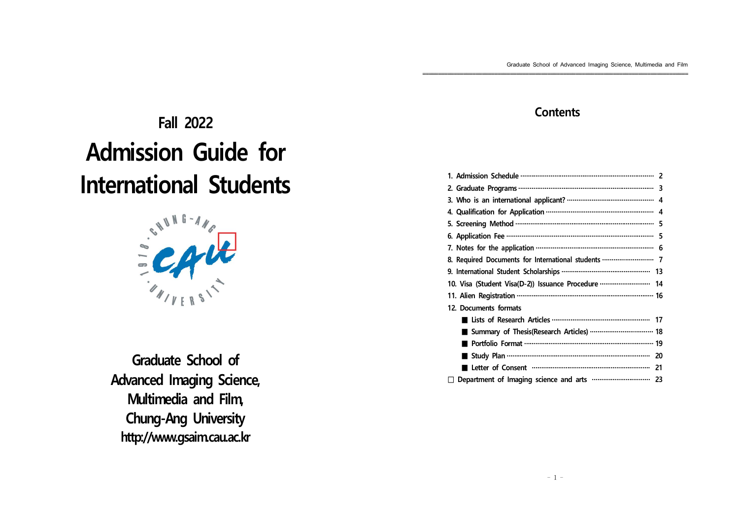## Fall 2022

# Admission Guide for International Students

**Graduate School of Advanced Imaging Science, Multimedia and Film, Chung-Ang University**
**http://www.gsaim.cau.ac.kr**

## Contents

1. Admission Schedule ······ 2
2. Graduate Programs ······ 3
3. Who is an international applicant? ······ 4
4. Qualification for Application ······ 4
5. Screening Method ······ 5
6. Application Fee ······ 5
7. Notes for the application ······ 6
8. Required Documents for International students ······ 7
9. International Student Scholarships ······ 13
10. Visa (Student Visa(D-2)) Issuance Procedure ······ 14
11. Alien Registration ······ 16
12. Documents formats
    - ■ Lists of Research Articles ······ 17
    - ■ Summary of Thesis(Research Articles) ······ 18
    - ■ Portfolio Format ······ 19
    - ■ Study Plan ······ 20
    - ■ Letter of Consent ······ 21

□ Department of Imaging science and arts ······ 23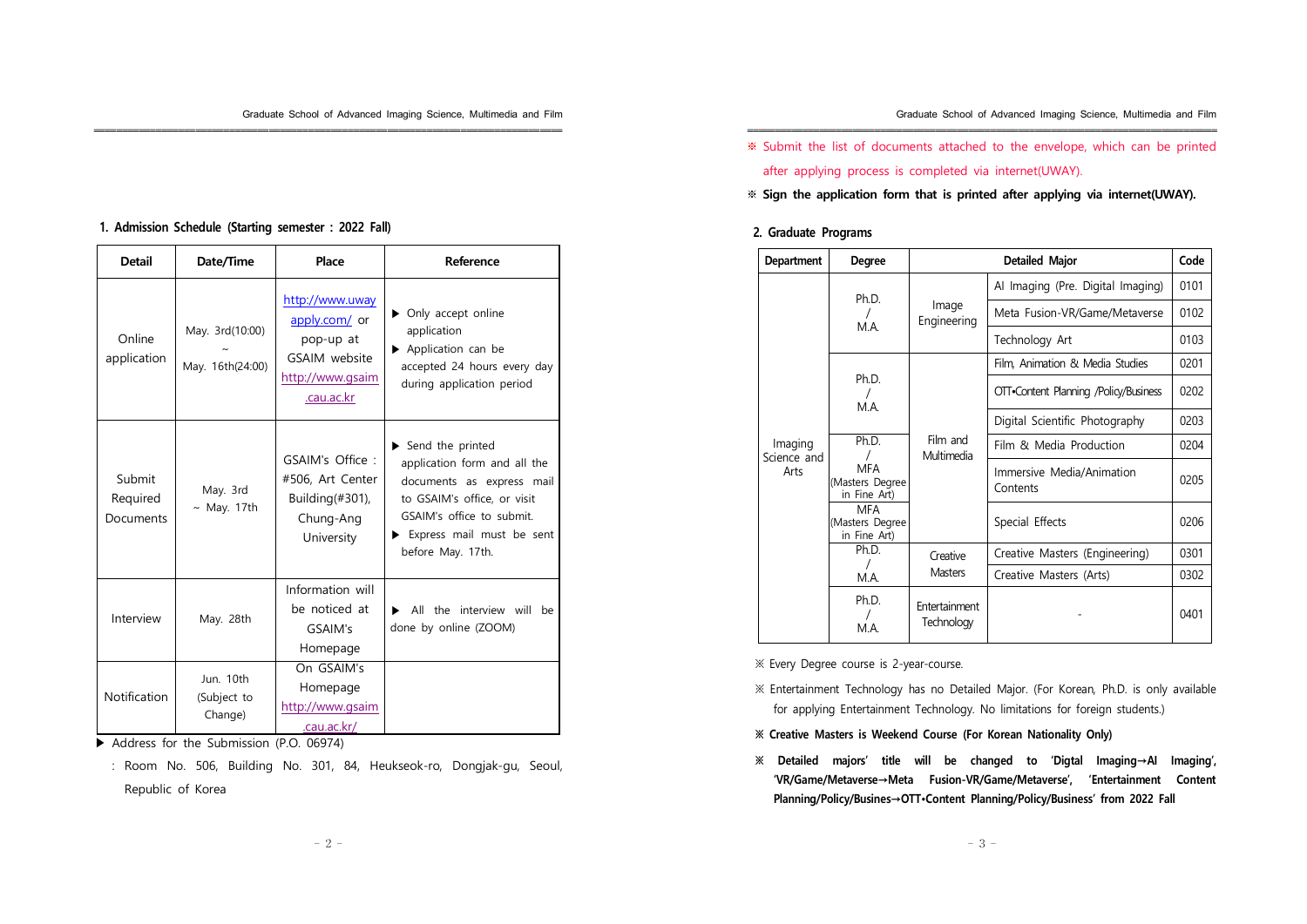## 1. Admission Schedule (Starting semester : 2022 Fall)

| Detail | Date/Time | Place | Reference |
|---|---|---|---|
| Online application | May. 3rd(10:00) ~ May. 16th(24:00) | http://www.uwayapply.com/ or pop-up at GSAIM website http://www.gsaim.cau.ac.kr | ▶ Only accept online application ▶ Application can be accepted 24 hours every day during application period |
| Submit Required Documents | May. 3rd ~ May. 17th | GSAIM's Office : #506, Art Center Building(#301), Chung-Ang University | ▶ Send the printed application form and all the documents as express mail to GSAIM's office, or visit GSAIM's office to submit. ▶ Express mail must be sent before May. 17th. |
| Interview | May. 28th | Information will be noticed at GSAIM's Homepage | ▶ All the interview will be done by online (ZOOM) |
| Notification | Jun. 10th (Subject to Change) | On GSAIM's Homepage http://www.gsaim.cau.ac.kr/ | |

▶ Address for the Submission (P.O. 06974)

: Room No. 506, Building No. 301, 84, Heukseok-ro, Dongjak-gu, Seoul, Republic of Korea

※ Submit the list of documents attached to the envelope, which can be printed after applying process is completed via internet(UWAY).

※ **Sign the application form that is printed after applying via internet(UWAY).**

## 2. Graduate Programs

| Department | Degree | Detailed Major | | Code |
|---|---|---|---|---|
| Imaging Science and Arts | Ph.D. / M.A. | Image Engineering | AI Imaging (Pre. Digital Imaging) | 0101 |
| | | | Meta Fusion-VR/Game/Metaverse | 0102 |
| | | | Technology Art | 0103 |
| | Ph.D. / M.A. | Film and Multimedia | Film, Animation & Media Studies | 0201 |
| | | | OTT•Content Planning /Policy/Business | 0202 |
| | | | Digital Scientific Photography | 0203 |
| | Ph.D. / MFA (Masters Degree in Fine Art) | | Film & Media Production | 0204 |
| | | | Immersive Media/Animation Contents | 0205 |
| | MFA (Masters Degree in Fine Art) | | Special Effects | 0206 |
| | Ph.D. / M.A. | Creative Masters | Creative Masters (Engineering) | 0301 |
| | | | Creative Masters (Arts) | 0302 |
| | Ph.D. / M.A. | Entertainment Technology | - | 0401 |

※ Every Degree course is 2-year-course.

※ Entertainment Technology has no Detailed Major. (For Korean, Ph.D. is only available for applying Entertainment Technology. No limitations for foreign students.)

**※ Creative Masters is Weekend Course (For Korean Nationality Only)**

**※ Detailed majors' title will be changed to 'Digtal Imaging→AI Imaging', 'VR/Game/Metaverse→Meta Fusion-VR/Game/Metaverse', 'Entertainment Content Planning/Policy/Busines→OTT•Content Planning/Policy/Business' from 2022 Fall**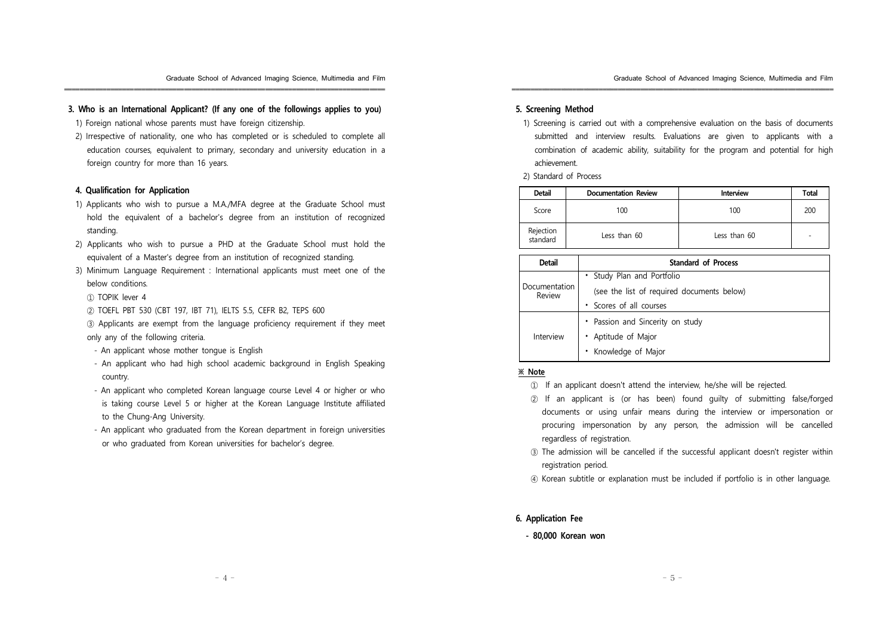## 3. Who is an International Applicant? (If any one of the followings applies to you)

1) Foreign national whose parents must have foreign citizenship.

2) Irrespective of nationality, one who has completed or is scheduled to complete all education courses, equivalent to primary, secondary and university education in a foreign country for more than 16 years.

## 4. Qualification for Application

1) Applicants who wish to pursue a M.A./MFA degree at the Graduate School must hold the equivalent of a bachelor's degree from an institution of recognized standing.

2) Applicants who wish to pursue a PHD at the Graduate School must hold the equivalent of a Master's degree from an institution of recognized standing.

3) Minimum Language Requirement : International applicants must meet one of the below conditions.

① TOPIK lever 4

② TOEFL PBT 530 (CBT 197, IBT 71), IELTS 5.5, CEFR B2, TEPS 600

③ Applicants are exempt from the language proficiency requirement if they meet only any of the following criteria.

- An applicant whose mother tongue is English
- An applicant who had high school academic background in English Speaking country.
- An applicant who completed Korean language course Level 4 or higher or who is taking course Level 5 or higher at the Korean Language Institute affiliated to the Chung-Ang University.
- An applicant who graduated from the Korean department in foreign universities or who graduated from Korean universities for bachelor's degree.

## 5. Screening Method

1) Screening is carried out with a comprehensive evaluation on the basis of documents submitted and interview results. Evaluations are given to applicants with a combination of academic ability, suitability for the program and potential for high achievement.

2) Standard of Process

| Detail | Documentation Review | Interview | Total |
|---|---|---|---|
| Score | 100 | 100 | 200 |
| Rejection standard | Less than 60 | Less than 60 | - |

| Detail | Standard of Process |
|---|---|
| Documentation Review | • Study Plan and Portfolio (see the list of required documents below)<br>• Scores of all courses |
| Interview | • Passion and Sincerity on study<br>• Aptitude of Major<br>• Knowledge of Major |

**※ Note**

① If an applicant doesn't attend the interview, he/she will be rejected.

② If an applicant is (or has been) found guilty of submitting false/forged documents or using unfair means during the interview or impersonation or procuring impersonation by any person, the admission will be cancelled regardless of registration.

③ The admission will be cancelled if the successful applicant doesn't register within registration period.

④ Korean subtitle or explanation must be included if portfolio is in other language.

## 6. Application Fee

**- 80,000 Korean won**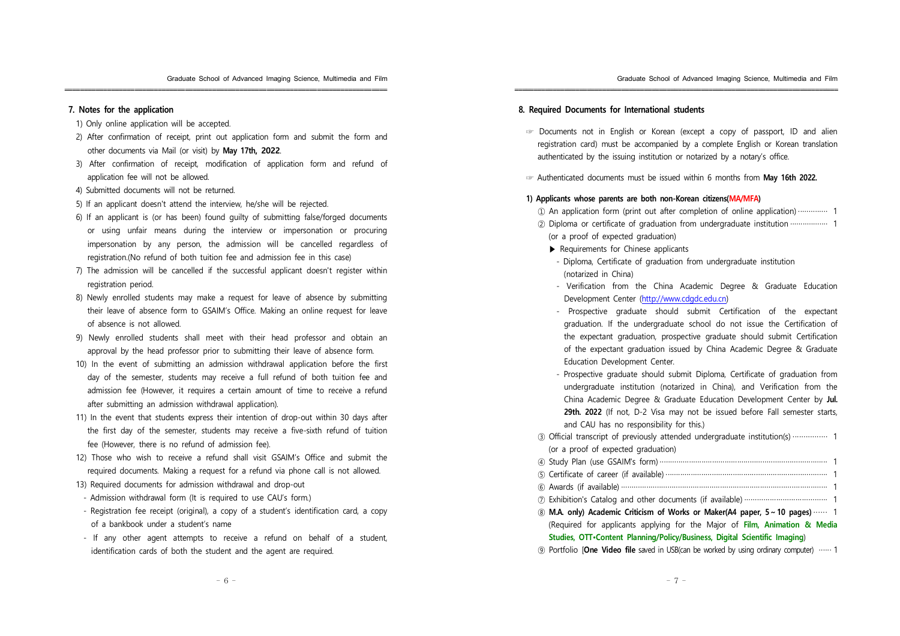## 7. Notes for the application

1) Only online application will be accepted.
2) After confirmation of receipt, print out application form and submit the form and other documents via Mail (or visit) by **May 17th, 2022**.
3) After confirmation of receipt, modification of application form and refund of application fee will not be allowed.
4) Submitted documents will not be returned.
5) If an applicant doesn't attend the interview, he/she will be rejected.
6) If an applicant is (or has been) found guilty of submitting false/forged documents or using unfair means during the interview or impersonation or procuring impersonation by any person, the admission will be cancelled regardless of registration.(No refund of both tuition fee and admission fee in this case)
7) The admission will be cancelled if the successful applicant doesn't register within registration period.
8) Newly enrolled students may make a request for leave of absence by submitting their leave of absence form to GSAIM's Office. Making an online request for leave of absence is not allowed.
9) Newly enrolled students shall meet with their head professor and obtain an approval by the head professor prior to submitting their leave of absence form.
10) In the event of submitting an admission withdrawal application before the first day of the semester, students may receive a full refund of both tuition fee and admission fee (However, it requires a certain amount of time to receive a refund after submitting an admission withdrawal application).
11) In the event that students express their intention of drop-out within 30 days after the first day of the semester, students may receive a five-sixth refund of tuition fee (However, there is no refund of admission fee).
12) Those who wish to receive a refund shall visit GSAIM's Office and submit the required documents. Making a request for a refund via phone call is not allowed.
13) Required documents for admission withdrawal and drop-out
   - Admission withdrawal form (It is required to use CAU's form.)
   - Registration fee receipt (original), a copy of a student's identification card, a copy of a bankbook under a student's name
   - If any other agent attempts to receive a refund on behalf of a student, identification cards of both the student and the agent are required.

## 8. Required Documents for International students

☞ Documents not in English or Korean (except a copy of passport, ID and alien registration card) must be accompanied by a complete English or Korean translation authenticated by the issuing institution or notarized by a notary's office.

☞ Authenticated documents must be issued within 6 months from **May 16th 2022.**

### 1) Applicants whose parents are both non-Korean citizens(MA/MFA)

① An application form (print out after completion of online application) ············· 1

② Diploma or certificate of graduation from undergraduate institution ················· 1
(or a proof of expected graduation)

▶ Requirements for Chinese applicants

- Diploma, Certificate of graduation from undergraduate institution (notarized in China)
- Verification from the China Academic Degree & Graduate Education Development Center (http://www.cdgdc.edu.cn)
- Prospective graduate should submit Certification of the expectant graduation. If the undergraduate school do not issue the Certification of the expectant graduation, prospective graduate should submit Certification of the expectant graduation issued by China Academic Degree & Graduate Education Development Center.
- Prospective graduate should submit Diploma, Certificate of graduation from undergraduate institution (notarized in China), and Verification from the China Academic Degree & Graduate Education Development Center by **Jul. 29th. 2022** (If not, D-2 Visa may not be issued before Fall semester starts, and CAU has no responsibility for this.)

③ Official transcript of previously attended undergraduate institution(s) ··············· 1
(or a proof of expected graduation)

④ Study Plan (use GSAIM's form) ································································ 1

⑤ Certificate of career (if available) ······························································ 1

⑥ Awards (if available) ······························································································ 1

⑦ Exhibition's Catalog and other documents (if available) ·································· 1

⑧ **M.A. only) Academic Criticism of Works or Maker(A4 paper, 5~10 pages)** ······ 1
(Required for applicants applying for the Major of **Film, Animation & Media Studies, OTT•Content Planning/Policy/Business, Digital Scientific Imaging**)

⑨ Portfolio [**One Video file** saved in USB(can be worked by using ordinary computer) ······ 1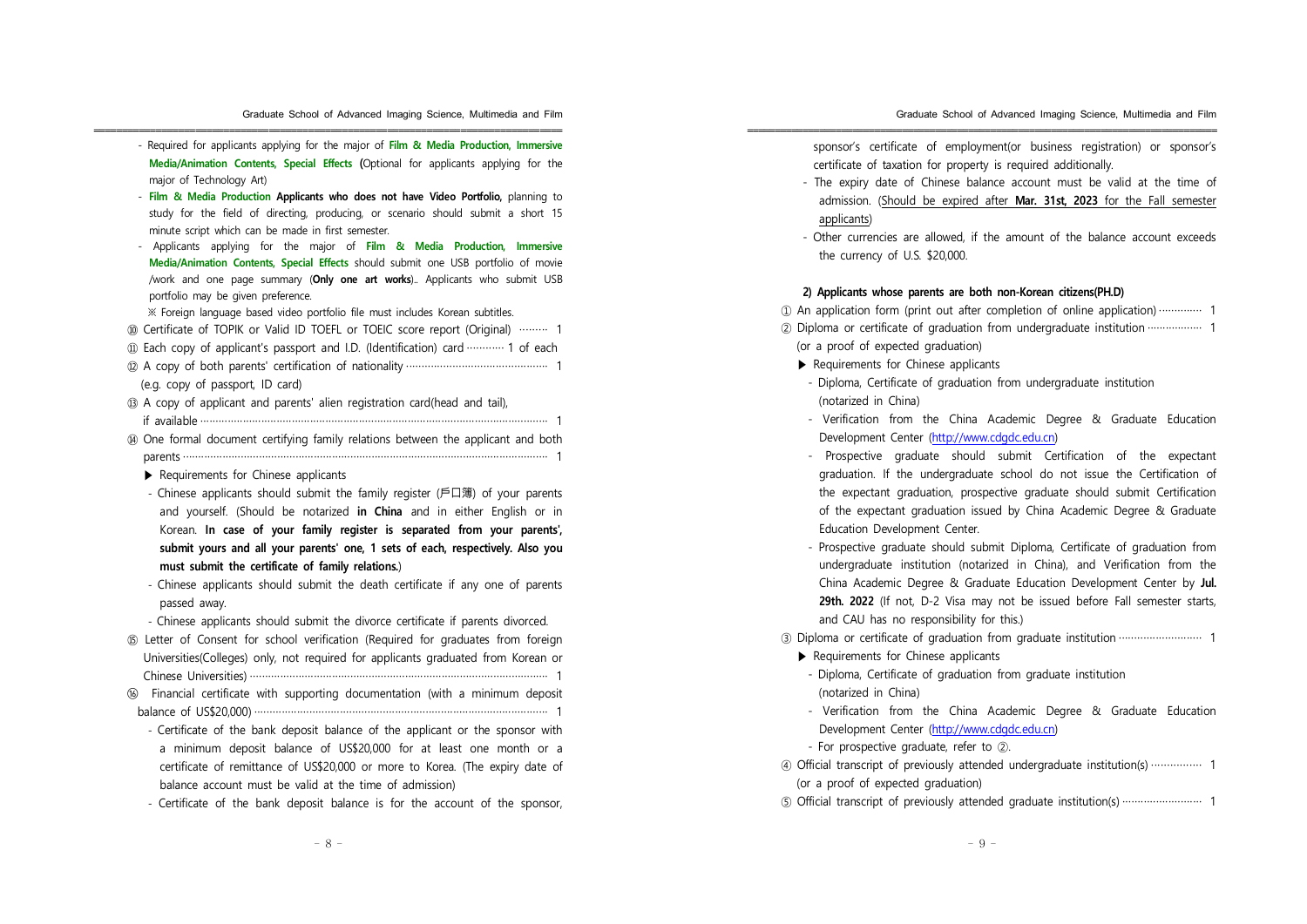- Required for applicants applying for the major of **Film & Media Production, Immersive Media/Animation Contents, Special Effects** (Optional for applicants applying for the major of Technology Art)
- **Film & Media Production Applicants who does not have Video Portfolio,** planning to study for the field of directing, producing, or scenario should submit a short 15 minute script which can be made in first semester.
- Applicants applying for the major of **Film & Media Production, Immersive Media/Animation Contents, Special Effects** should submit one USB portfolio of movie /work and one page summary (**Only one art works**).. Applicants who submit USB portfolio may be given preference.

※ Foreign language based video portfolio file must includes Korean subtitles.

⑩ Certificate of TOPIK or Valid ID TOEFL or TOEIC score report (Original) ········ 1

⑪ Each copy of applicant's passport and I.D. (Identification) card ··········· 1 of each

⑫ A copy of both parents' certification of nationality ············································ 1
(e.g. copy of passport, ID card)

⑬ A copy of applicant and parents' alien registration card(head and tail), if available ··················································································································· 1

⑭ One formal document certifying family relations between the applicant and both parents ····················································································································· 1

▶ Requirements for Chinese applicants

- Chinese applicants should submit the family register (戶口簿) of your parents and yourself. (Should be notarized **in China** and in either English or in Korean. **In case of your family register is separated from your parents', submit yours and all your parents' one, 1 sets of each, respectively. Also you must submit the certificate of family relations.**)
- Chinese applicants should submit the death certificate if any one of parents passed away.
- Chinese applicants should submit the divorce certificate if parents divorced.

⑮ Letter of Consent for school verification (Required for graduates from foreign Universities(Colleges) only, not required for applicants graduated from Korean or Chinese Universities) ································································································ 1

⑯ Financial certificate with supporting documentation (with a minimum deposit balance of US$20,000) ······························································································ 1

- Certificate of the bank deposit balance of the applicant or the sponsor with a minimum deposit balance of US$20,000 for at least one month or a certificate of remittance of US$20,000 or more to Korea. (The expiry date of balance account must be valid at the time of admission)
- Certificate of the bank deposit balance is for the account of the sponsor, sponsor's certificate of employment(or business registration) or sponsor's certificate of taxation for property is required additionally.
- The expiry date of Chinese balance account must be valid at the time of admission. (Should be expired after **Mar. 31st, 2023** for the Fall semester applicants)
- Other currencies are allowed, if the amount of the balance account exceeds the currency of U.S. $20,000.

**2) Applicants whose parents are both non-Korean citizens(PH.D)**

① An application form (print out after completion of online application) ············· 1

② Diploma or certificate of graduation from undergraduate institution ················· 1
(or a proof of expected graduation)

▶ Requirements for Chinese applicants

- Diploma, Certificate of graduation from undergraduate institution (notarized in China)
- Verification from the China Academic Degree & Graduate Education Development Center (http://www.cdgdc.edu.cn)
- Prospective graduate should submit Certification of the expectant graduation. If the undergraduate school do not issue the Certification of the expectant graduation, prospective graduate should submit Certification of the expectant graduation issued by China Academic Degree & Graduate Education Development Center.
- Prospective graduate should submit Diploma, Certificate of graduation from undergraduate institution (notarized in China), and Verification from the China Academic Degree & Graduate Education Development Center by **Jul. 29th. 2022** (If not, D-2 Visa may not be issued before Fall semester starts, and CAU has no responsibility for this.)

③ Diploma or certificate of graduation from graduate institution ·························· 1

▶ Requirements for Chinese applicants

- Diploma, Certificate of graduation from graduate institution (notarized in China)
- Verification from the China Academic Degree & Graduate Education Development Center (http://www.cdgdc.edu.cn)
- For prospective graduate, refer to ②.

④ Official transcript of previously attended undergraduate institution(s) ··············· 1
(or a proof of expected graduation)

⑤ Official transcript of previously attended graduate institution(s) ························ 1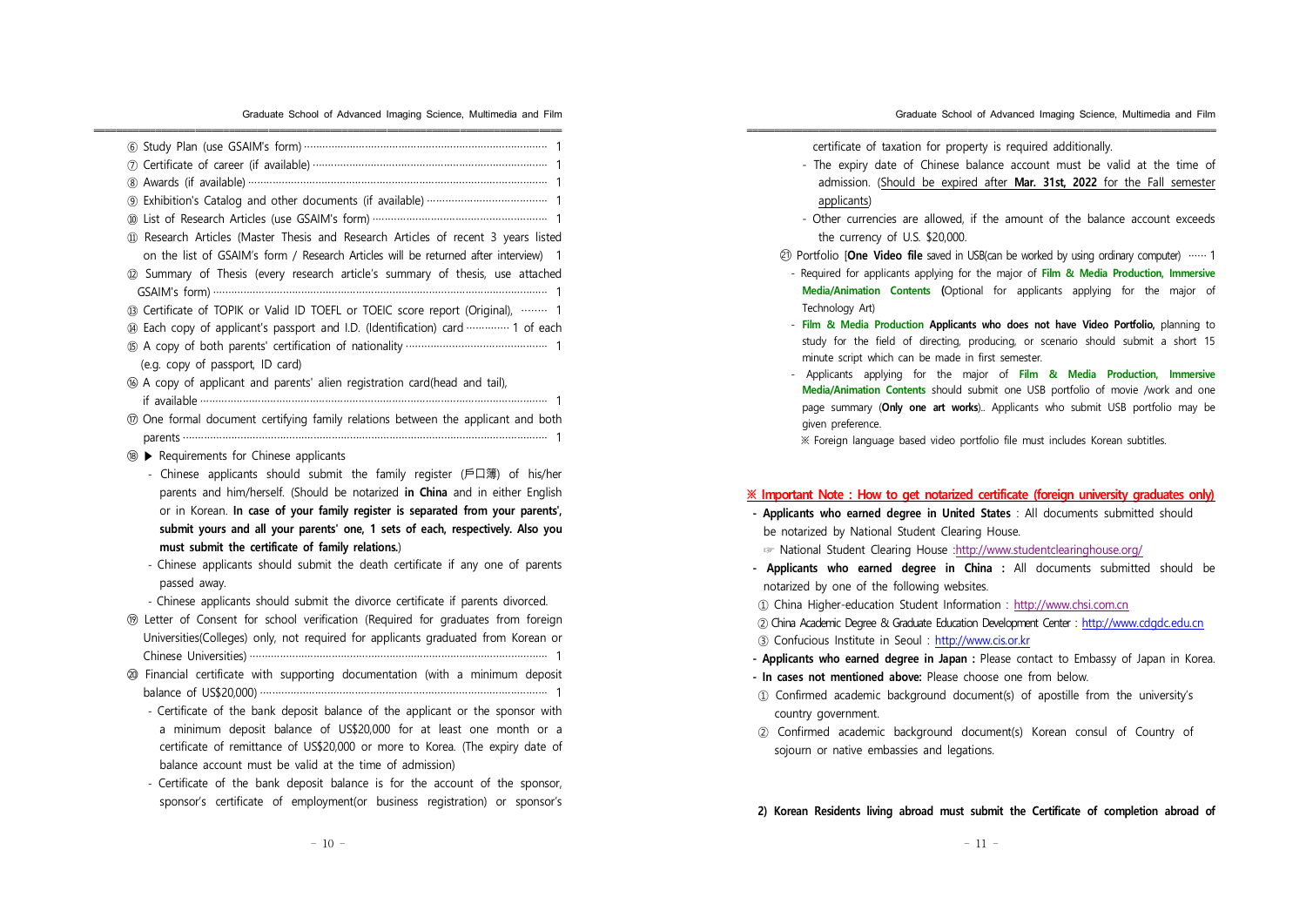⑥ Study Plan (use GSAIM's form) ··· 1

⑦ Certificate of career (if available) ··· 1

⑧ Awards (if available) ··· 1

⑨ Exhibition's Catalog and other documents (if available) ··· 1

⑩ List of Research Articles (use GSAIM's form) ··· 1

⑪ Research Articles (Master Thesis and Research Articles of recent 3 years listed on the list of GSAIM's form / Research Articles will be returned after interview) 1

⑫ Summary of Thesis (every research article's summary of thesis, use attached GSAIM's form) ··· 1

⑬ Certificate of TOPIK or Valid ID TOEFL or TOEIC score report (Original), ··· 1

⑭ Each copy of applicant's passport and I.D. (Identification) card ··· 1 of each

⑮ A copy of both parents' certification of nationality ··· 1
(e.g. copy of passport, ID card)

⑯ A copy of applicant and parents' alien registration card(head and tail), if available ··· 1

⑰ One formal document certifying family relations between the applicant and both parents ··· 1

⑱ ▶ Requirements for Chinese applicants

- Chinese applicants should submit the family register (戶口簿) of his/her parents and him/herself. (Should be notarized **in China** and in either English or in Korean. **In case of your family register is separated from your parents', submit yours and all your parents' one, 1 sets of each, respectively. Also you must submit the certificate of family relations.**)
- Chinese applicants should submit the death certificate if any one of parents passed away.
- Chinese applicants should submit the divorce certificate if parents divorced.

⑲ Letter of Consent for school verification (Required for graduates from foreign Universities(Colleges) only, not required for applicants graduated from Korean or Chinese Universities) ··· 1

⑳ Financial certificate with supporting documentation (with a minimum deposit balance of US$20,000) ··· 1

- Certificate of the bank deposit balance of the applicant or the sponsor with a minimum deposit balance of US$20,000 for at least one month or a certificate of remittance of US$20,000 or more to Korea. (The expiry date of balance account must be valid at the time of admission)
- Certificate of the bank deposit balance is for the account of the sponsor, sponsor's certificate of employment(or business registration) or sponsor's certificate of taxation for property is required additionally.
- The expiry date of Chinese balance account must be valid at the time of admission. (Should be expired after **Mar. 31st, 2022** for the Fall semester applicants)
- Other currencies are allowed, if the amount of the balance account exceeds the currency of U.S. $20,000.

㉑ Portfolio [**One Video file** saved in USB(can be worked by using ordinary computer) ··· 1

- Required for applicants applying for the major of **Film & Media Production, Immersive Media/Animation Contents (**Optional for applicants applying for the major of Technology Art)
- **Film & Media Production Applicants who does not have Video Portfolio,** planning to study for the field of directing, producing, or scenario should submit a short 15 minute script which can be made in first semester.
- Applicants applying for the major of **Film & Media Production, Immersive Media/Animation Contents** should submit one USB portfolio of movie /work and one page summary (**Only one art works**).. Applicants who submit USB portfolio may be given preference.

※ Foreign language based video portfolio file must includes Korean subtitles.

**※ Important Note : How to get notarized certificate (foreign university graduates only)**

- **Applicants who earned degree in United States** : All documents submitted should be notarized by National Student Clearing House.
  ☞ National Student Clearing House :http://www.studentclearinghouse.org/
- **Applicants who earned degree in China :** All documents submitted should be notarized by one of the following websites.
  ① China Higher-education Student Information : http://www.chsi.com.cn
  ② China Academic Degree & Graduate Education Development Center : http://www.cdgdc.edu.cn
  ③ Confucious Institute in Seoul : http://www.cis.or.kr
- **Applicants who earned degree in Japan :** Please contact to Embassy of Japan in Korea.
- **In cases not mentioned above:** Please choose one from below.
  ① Confirmed academic background document(s) of apostille from the university's country government.
  ② Confirmed academic background document(s) Korean consul of Country of sojourn or native embassies and legations.

**2) Korean Residents living abroad must submit the Certificate of completion abroad of**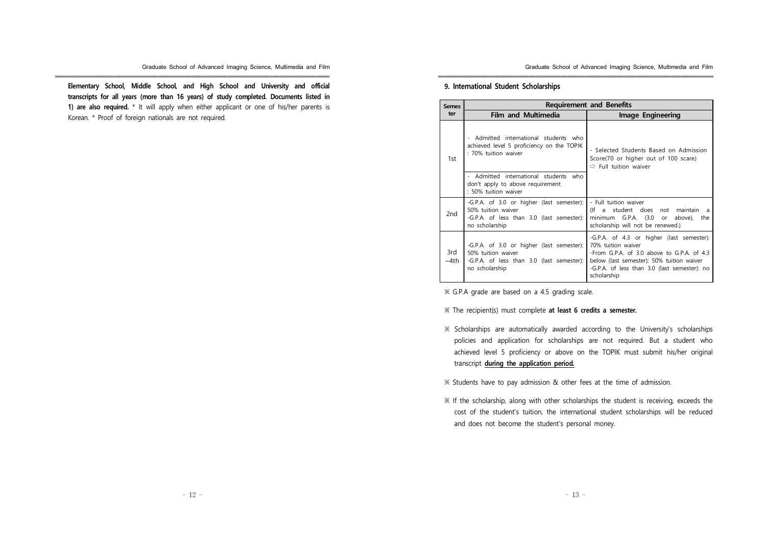**Elementary School, Middle School, and High School and University and official transcripts for all years (more than 16 years) of study completed. Documents listed in 1) are also required.** * It will apply when either applicant or one of his/her parents is Korean. * Proof of foreign nationals are not required.

## 9. International Student Scholarships

| Semester | Requirement and Benefits | |
|---|---|---|
| | **Film and Multimedia** | **Image Engineering** |
| 1st | - Admitted international students who achieved level 5 proficiency on the TOPIK : 70% tuition waiver<br><br>- Admitted international students who don't apply to above requirement : 50% tuition waiver | - Selected Students Based on Admission Score(70 or higher out of 100 scare) ⇨ Full tuition waiver |
| 2nd | -G.P.A. of 3.0 or higher (last semester): 50% tuition waiver<br>-G.P.A. of less than 3.0 (last semester): no scholarship | - Full tuition waiver (If a student does not maintain a minimum G.P.A. (3.0 or above), the scholarship will not be renewed.) |
| 3rd ~4th | -G.P.A. of 3.0 or higher (last semester): 50% tuition waiver<br>-G.P.A. of less than 3.0 (last semester): no scholarship | -G.P.A. of 4.3 or higher (last semester): 70% tuition waiver<br>-From G.P.A. of 3.0 above to G.P.A. of 4.3 below (last semester): 50% tuition waiver<br>-G.P.A. of less than 3.0 (last semester): no scholarship |

※ G.P.A grade are based on a 4.5 grading scale.

※ The recipient(s) must complete **at least 6 credits a semester.**

※ Scholarships are automatically awarded according to the University's scholarships policies and application for scholarships are not required. But a student who achieved level 5 proficiency or above on the TOPIK must submit his/her original transcript **during the application period.**

※ Students have to pay admission & other fees at the time of admission.

※ If the scholarship, along with other scholarships the student is receiving, exceeds the cost of the student's tuition, the international student scholarships will be reduced and does not become the student's personal money.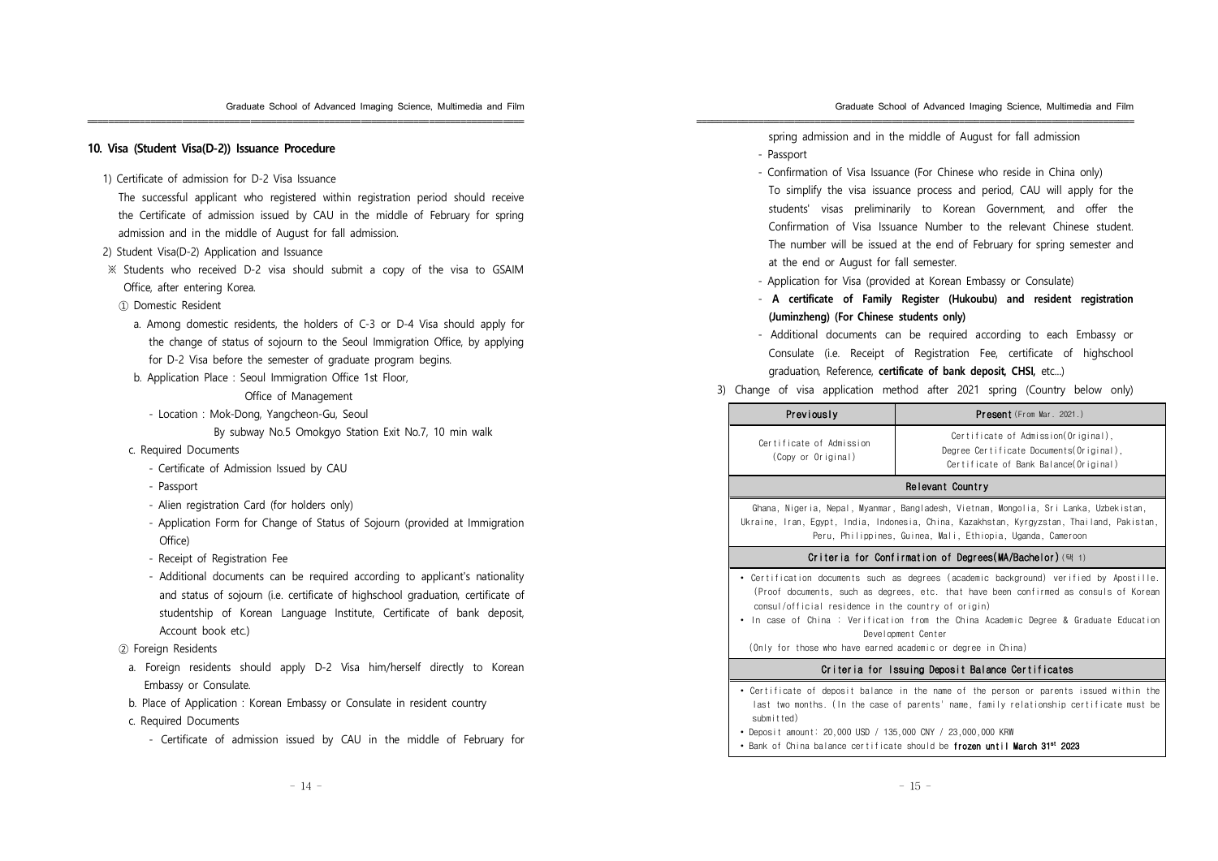## 10. Visa (Student Visa(D-2)) Issuance Procedure

1) Certificate of admission for D-2 Visa Issuance

The successful applicant who registered within registration period should receive the Certificate of admission issued by CAU in the middle of February for spring admission and in the middle of August for fall admission.

2) Student Visa(D-2) Application and Issuance

※ Students who received D-2 visa should submit a copy of the visa to GSAIM Office, after entering Korea.

① Domestic Resident

a. Among domestic residents, the holders of C-3 or D-4 Visa should apply for the change of status of sojourn to the Seoul Immigration Office, by applying for D-2 Visa before the semester of graduate program begins.

b. Application Place : Seoul Immigration Office 1st Floor, Office of Management

- Location : Mok-Dong, Yangcheon-Gu, Seoul
  By subway No.5 Omokgyo Station Exit No.7, 10 min walk

c. Required Documents

- Certificate of Admission Issued by CAU
- Passport
- Alien registration Card (for holders only)
- Application Form for Change of Status of Sojourn (provided at Immigration Office)
- Receipt of Registration Fee
- Additional documents can be required according to applicant's nationality and status of sojourn (i.e. certificate of highschool graduation, certificate of studentship of Korean Language Institute, Certificate of bank deposit, Account book etc.)

② Foreign Residents

a. Foreign residents should apply D-2 Visa him/herself directly to Korean Embassy or Consulate.

b. Place of Application : Korean Embassy or Consulate in resident country

c. Required Documents

- Certificate of admission issued by CAU in the middle of February for spring admission and in the middle of August for fall admission
- Passport
- Confirmation of Visa Issuance (For Chinese who reside in China only)
  To simplify the visa issuance process and period, CAU will apply for the students' visas preliminarily to Korean Government, and offer the Confirmation of Visa Issuance Number to the relevant Chinese student. The number will be issued at the end of February for spring semester and at the end or August for fall semester.
- Application for Visa (provided at Korean Embassy or Consulate)
- **A certificate of Family Register (Hukoubu) and resident registration (Juminzheng) (For Chinese students only)**
- Additional documents can be required according to each Embassy or Consulate (i.e. Receipt of Registration Fee, certificate of highschool graduation, Reference, **certificate of bank deposit, CHSI**, etc...)

3) Change of visa application method after 2021 spring (Country below only)

| Previously | **Present** (From Mar. 2021.) |
|---|---|
| Certificate of Admission (Copy or Original) | Certificate of Admission(Original), Degree Certificate Documents(Original), Certificate of Bank Balance(Original) |
| **Relevant Country** | |
| Ghana, Nigeria, Nepal, Myanmar, Bangladesh, Vietnam, Mongolia, Sri Lanka, Uzbekistan, Ukraine, Iran, Egypt, India, Indonesia, China, Kazakhstan, Kyrgyzstan, Thailand, Pakistan, Peru, Philippines, Guinea, Mali, Ethiopia, Uganda, Cameroon | |
| **Criteria for Confirmation of Degrees(MA/Bachelor)** (택 1) | |
| • Certification documents such as degrees (academic background) verified by Apostille. (Proof documents, such as degrees, etc. that have been confirmed as consuls of Korean consul/official residence in the country of origin)<br>• In case of China : Verification from the China Academic Degree & Graduate Education Development Center (Only for those who have earned academic or degree in China) | |
| **Criteria for Issuing Deposit Balance Certificates** | |
| • Certificate of deposit balance in the name of the person or parents issued within the last two months. (In the case of parents' name, family relationship certificate must be submitted)<br>• Deposit amount: 20,000 USD / 135,000 CNY / 23,000,000 KRW<br>• Bank of China balance certificate should be **frozen until March 31st 2023** | |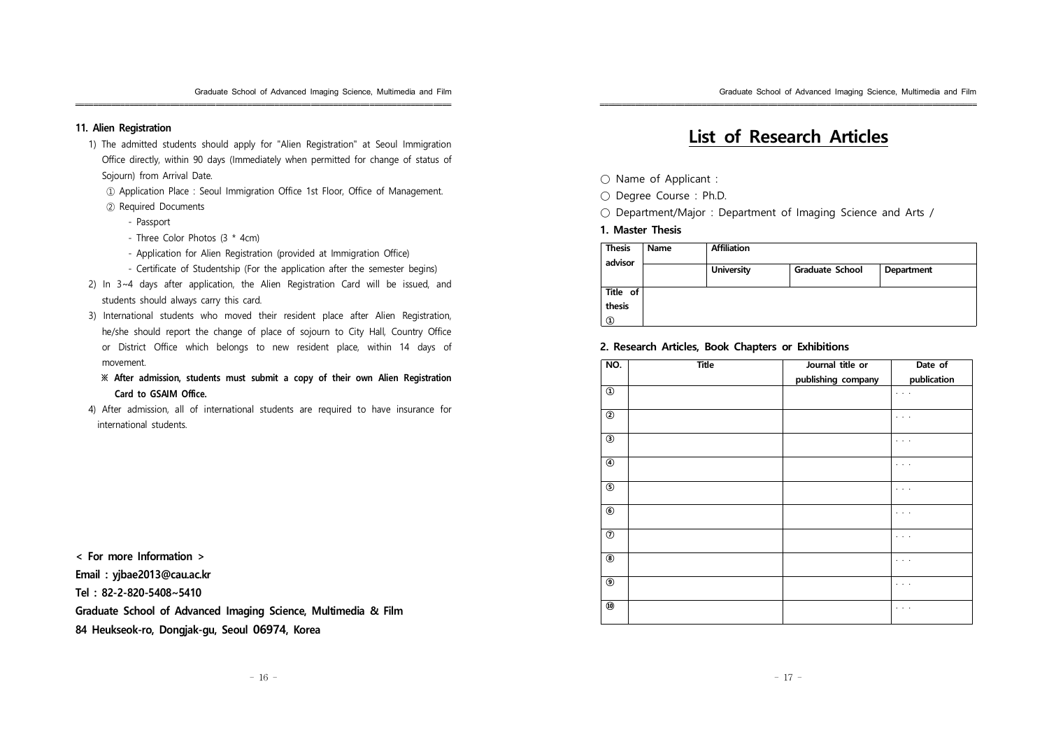**11. Alien Registration**

1) The admitted students should apply for "Alien Registration" at Seoul Immigration Office directly, within 90 days (Immediately when permitted for change of status of Sojourn) from Arrival Date.
   ① Application Place : Seoul Immigration Office 1st Floor, Office of Management.
   ② Required Documents
      - Passport
      - Three Color Photos (3 * 4cm)
      - Application for Alien Registration (provided at Immigration Office)
      - Certificate of Studentship (For the application after the semester begins)
2) In 3~4 days after application, the Alien Registration Card will be issued, and students should always carry this card.
3) International students who moved their resident place after Alien Registration, he/she should report the change of place of sojourn to City Hall, Country Office or District Office which belongs to new resident place, within 14 days of movement.
   **※ After admission, students must submit a copy of their own Alien Registration Card to GSAIM Office.**
4) After admission, all of international students are required to have insurance for international students.

**< For more Information >**

**Email : yjbae2013@cau.ac.kr**

**Tel : 82-2-820-5408~5410**

**Graduate School of Advanced Imaging Science, Multimedia & Film**

**84 Heukseok-ro, Dongjak-gu, Seoul 06974, Korea**

# List of Research Articles

○ Name of Applicant :

○ Degree Course : Ph.D.

○ Department/Major : Department of Imaging Science and Arts /

**1. Master Thesis**

| Thesis advisor | Name | Affiliation | | |
|---|---|---|---|---|
| | | University | Graduate School | Department |
| Title of thesis ① | | | | |

**2. Research Articles, Book Chapters or Exhibitions**

| NO. | Title | Journal title or publishing company | Date of publication |
|---|---|---|---|
| ① | | | . . . |
| ② | | | . . . |
| ③ | | | . . . |
| ④ | | | . . . |
| ⑤ | | | . . . |
| ⑥ | | | . . . |
| ⑦ | | | . . . |
| ⑧ | | | . . . |
| ⑨ | | | . . . |
| ⑩ | | | . . . |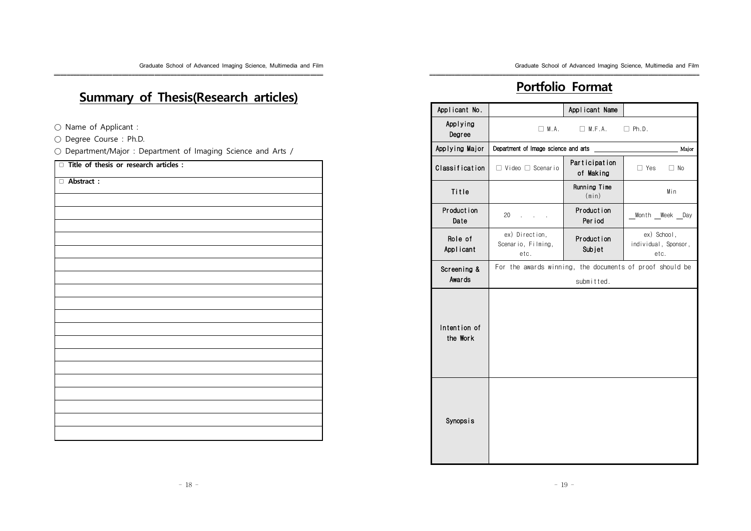## Summary of Thesis(Research articles)

○ Name of Applicant :

○ Degree Course : Ph.D.

○ Department/Major : Department of Imaging Science and Arts /

| □ **Title of thesis or research articles :** |
|---|
| □ **Abstract :** |
| |
| |
| |
| |
| |
| |
| |
| |
| |
| |
| |
| |
| |
| |
| |
| |
| |
| |
| |

## Portfolio Format

| Applicant No. | | Applicant Name | |
|---|---|---|---|
| Applying Degree | □ M.A. □ M.F.A. □ Ph.D. | | |
| Applying Major | Department of Image science and arts ______________ Major | | |
| Classification | □ Video □ Scenario | Participation of Making | □ Yes □ No |
| Title | | Running Time (min) | Min |
| Production Date | 20 . . . | Production Period | __Month __Week __Day |
| Role of Applicant | ex) Direction, Scenario, Filming, etc. | Production Subjet | ex) School, individual, Sponsor, etc. |
| Screening & Awards | For the awards winning, the documents of proof should be submitted. | | |
| Intention of the Work | | | |
| Synopsis | | | |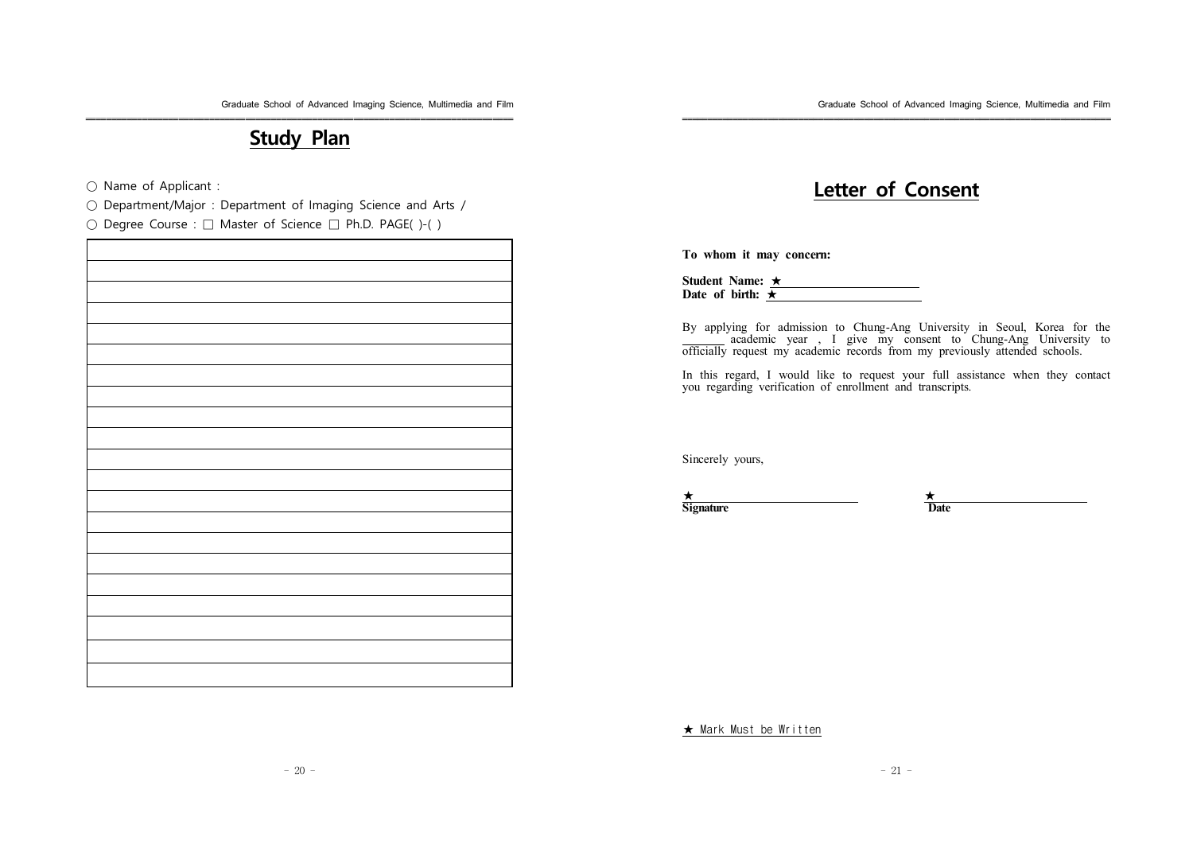# Study Plan

○ Name of Applicant :

○ Department/Major : Department of Imaging Science and Arts /

○ Degree Course : □ Master of Science □ Ph.D. PAGE( )-( )

| |
|---|
| |
| |
| |
| |
| |
| |
| |
| |
| |
| |
| |
| |
| |
| |
| |
| |
| |
| |
| |
| |

# Letter of Consent

**To whom it may concern:**

**Student Name: ★ ______________________**

**Date of birth: ★ ______________________**

By applying for admission to Chung-Ang University in Seoul, Korea for the _______ academic year , I give my consent to Chung-Ang University to officially request my academic records from my previously attended schools.

In this regard, I would like to request your full assistance when they contact you regarding verification of enrollment and transcripts.

Sincerely yours,

★ ______________________ ★ ______________________

**Signature** **Date**

★ Mark Must be Written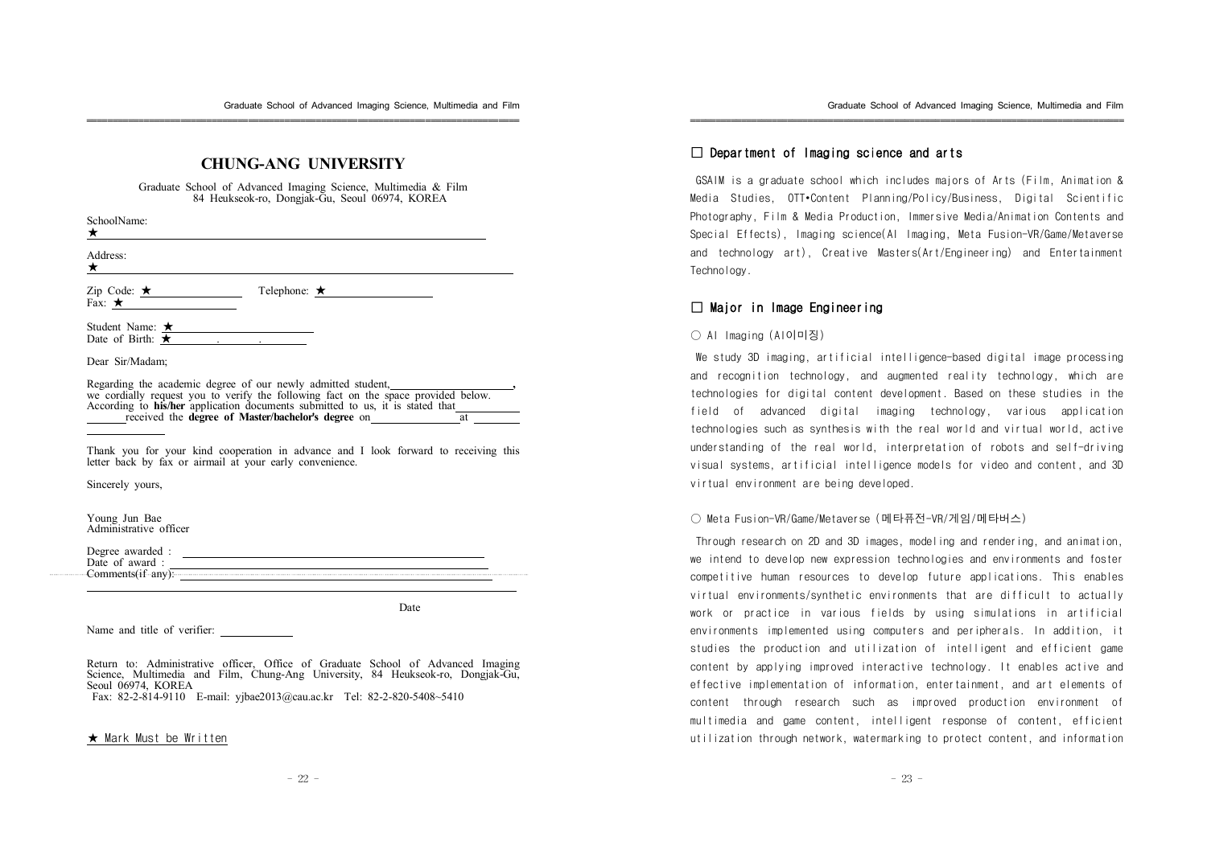# CHUNG-ANG UNIVERSITY

Graduate School of Advanced Imaging Science, Multimedia & Film
84 Heukseok-ro, Dongjak-Gu, Seoul 06974, KOREA

SchoolName:
★ ______________________________

Address:
★ ______________________________

Zip Code: ★ ____________ Telephone: ★ ____________
Fax: ★ ____________

Student Name: ★ ____________
Date of Birth: ★ ____ . ____ . ____

Dear Sir/Madam;

Regarding the academic degree of our newly admitted student, ____________,
we cordially request you to verify the following fact on the space provided below.
According to **his/her** application documents submitted to us, it is stated that ____________ received the **degree of Master/bachelor's degree** on ____________ at ____________

Thank you for your kind cooperation in advance and I look forward to receiving this letter back by fax or airmail at your early convenience.

Sincerely yours,

Young Jun Bae
Administrative officer

Degree awarded : ______________________________
Date of award : ______________________________
Comments(if any): ______________________________

Date

Name and title of verifier: ____________

Return to: Administrative officer, Office of Graduate School of Advanced Imaging Science, Multimedia and Film, Chung-Ang University, 84 Heukseok-ro, Dongjak-Gu, Seoul 06974, KOREA
Fax: 82-2-814-9110 E-mail: yjbae2013@cau.ac.kr Tel: 82-2-820-5408~5410

★ Mark Must be Written

## □ Department of Imaging science and arts

GSAIM is a graduate school which includes majors of Arts (Film, Animation & Media Studies, OTT•Content Planning/Policy/Business, Digital Scientific Photography, Film & Media Production, Immersive Media/Animation Contents and Special Effects), Imaging science(AI Imaging, Meta Fusion-VR/Game/Metaverse and technology art), Creative Masters(Art/Engineering) and Entertainment Technology.

## □ Major in Image Engineering

### ○ AI Imaging (AI이미징)

We study 3D imaging, artificial intelligence-based digital image processing and recognition technology, and augmented reality technology, which are technologies for digital content development. Based on these studies in the field of advanced digital imaging technology, various application technologies such as synthesis with the real world and virtual world, active understanding of the real world, interpretation of robots and self-driving visual systems, artificial intelligence models for video and content, and 3D virtual environment are being developed.

### ○ Meta Fusion-VR/Game/Metaverse (메타퓨전-VR/게임/메타버스)

Through research on 2D and 3D images, modeling and rendering, and animation, we intend to develop new expression technologies and environments and foster competitive human resources to develop future applications. This enables virtual environments/synthetic environments that are difficult to actually work or practice in various fields by using simulations in artificial environments implemented using computers and peripherals. In addition, it studies the production and utilization of intelligent and efficient game content by applying improved interactive technology. It enables active and effective implementation of information, entertainment, and art elements of content through research such as improved production environment of multimedia and game content, intelligent response of content, efficient utilization through network, watermarking to protect content, and information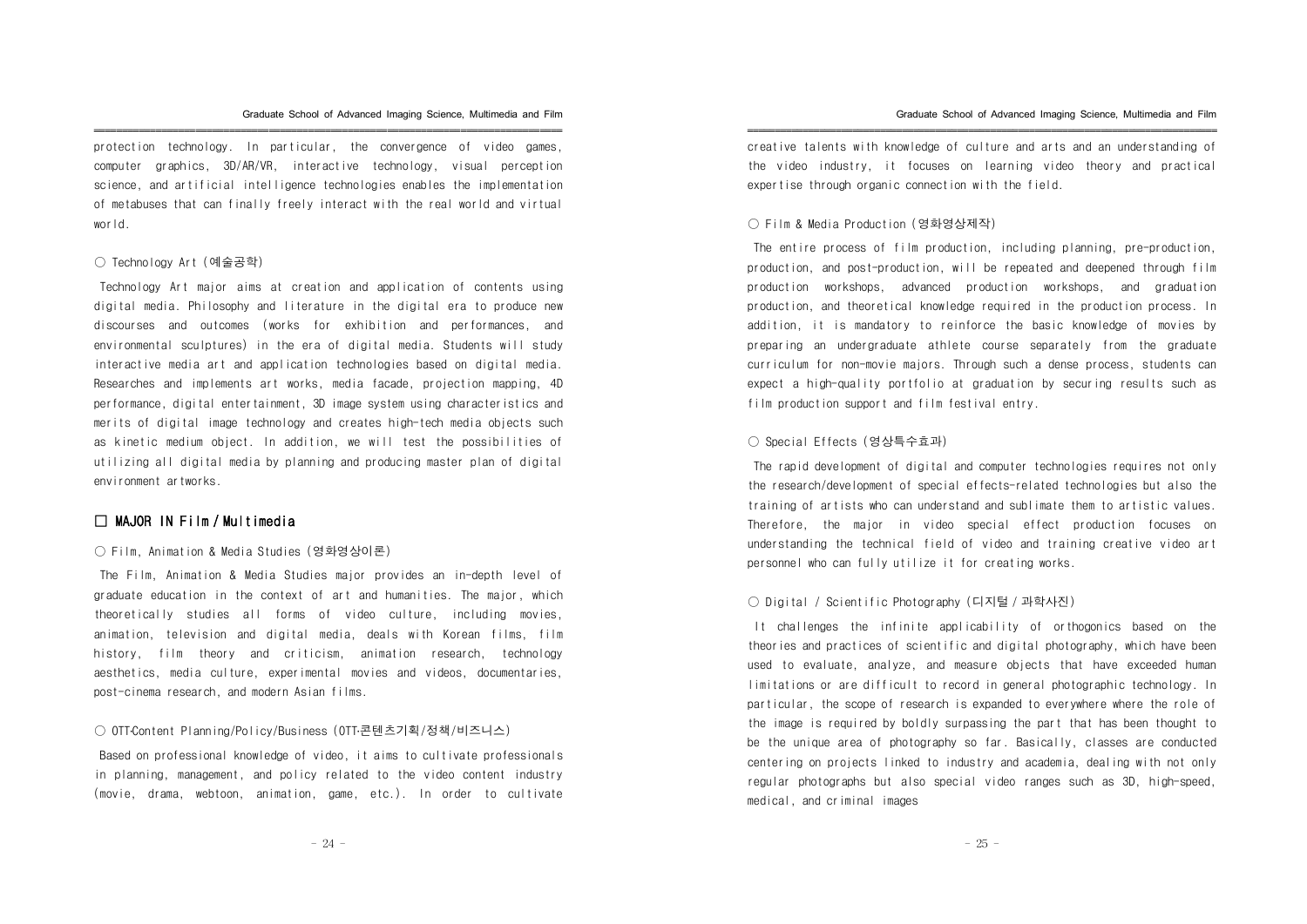protection technology. In particular, the convergence of video games, computer graphics, 3D/AR/VR, interactive technology, visual perception science, and artificial intelligence technologies enables the implementation of metabuses that can finally freely interact with the real world and virtual world.

○ Technology Art (예술공학)

Technology Art major aims at creation and application of contents using digital media. Philosophy and literature in the digital era to produce new discourses and outcomes (works for exhibition and performances, and environmental sculptures) in the era of digital media. Students will study interactive media art and application technologies based on digital media. Researches and implements art works, media facade, projection mapping, 4D performance, digital entertainment, 3D image system using characteristics and merits of digital image technology and creates high-tech media objects such as kinetic medium object. In addition, we will test the possibilities of utilizing all digital media by planning and producing master plan of digital environment artworks.

## □ MAJOR IN Film / Multimedia

○ Film, Animation & Media Studies (영화영상이론)

The Film, Animation & Media Studies major provides an in-depth level of graduate education in the context of art and humanities. The major, which theoretically studies all forms of video culture, including movies, animation, television and digital media, deals with Korean films, film history, film theory and criticism, animation research, technology aesthetics, media culture, experimental movies and videos, documentaries, post-cinema research, and modern Asian films.

○ OTT·Content Planning/Policy/Business (OTT·콘텐츠기획/정책/비즈니스)

Based on professional knowledge of video, it aims to cultivate professionals in planning, management, and policy related to the video content industry (movie, drama, webtoon, animation, game, etc.). In order to cultivate creative talents with knowledge of culture and arts and an understanding of the video industry, it focuses on learning video theory and practical expertise through organic connection with the field.

○ Film & Media Production (영화영상제작)

The entire process of film production, including planning, pre-production, production, and post-production, will be repeated and deepened through film production workshops, advanced production workshops, and graduation production, and theoretical knowledge required in the production process. In addition, it is mandatory to reinforce the basic knowledge of movies by preparing an undergraduate athlete course separately from the graduate curriculum for non-movie majors. Through such a dense process, students can expect a high-quality portfolio at graduation by securing results such as film production support and film festival entry.

○ Special Effects (영상특수효과)

The rapid development of digital and computer technologies requires not only the research/development of special effects-related technologies but also the training of artists who can understand and sublimate them to artistic values. Therefore, the major in video special effect production focuses on understanding the technical field of video and training creative video art personnel who can fully utilize it for creating works.

○ Digital / Scientific Photography (디지털 / 과학사진)

It challenges the infinite applicability of orthogonics based on the theories and practices of scientific and digital photography, which have been used to evaluate, analyze, and measure objects that have exceeded human limitations or are difficult to record in general photographic technology. In particular, the scope of research is expanded to everywhere where the role of the image is required by boldly surpassing the part that has been thought to be the unique area of photography so far. Basically, classes are conducted centering on projects linked to industry and academia, dealing with not only regular photographs but also special video ranges such as 3D, high-speed, medical, and criminal images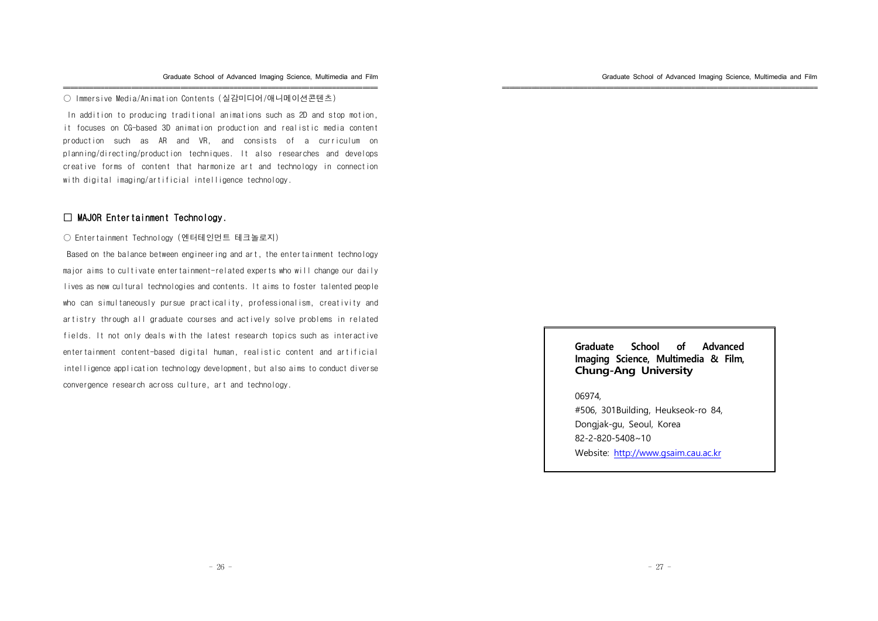○ Immersive Media/Animation Contents (실감미디어/애니메이션콘텐츠)

In addition to producing traditional animations such as 2D and stop motion, it focuses on CG-based 3D animation production and realistic media content production such as AR and VR, and consists of a curriculum on planning/directing/production techniques. It also researches and develops creative forms of content that harmonize art and technology in connection with digital imaging/artificial intelligence technology.

## □ MAJOR Entertainment Technology.

○ Entertainment Technology (엔터테인먼트 테크놀로지)

Based on the balance between engineering and art, the entertainment technology major aims to cultivate entertainment-related experts who will change our daily lives as new cultural technologies and contents. It aims to foster talented people who can simultaneously pursue practicality, professionalism, creativity and artistry through all graduate courses and actively solve problems in related fields. It not only deals with the latest research topics such as interactive entertainment content-based digital human, realistic content and artificial intelligence application technology development, but also aims to conduct diverse convergence research across culture, art and technology.

**Graduate School of Advanced Imaging Science, Multimedia & Film, Chung-Ang University**

06974,
#506, 301Building, Heukseok-ro 84,
Dongjak-gu, Seoul, Korea
82-2-820-5408~10
Website: http://www.gsaim.cau.ac.kr